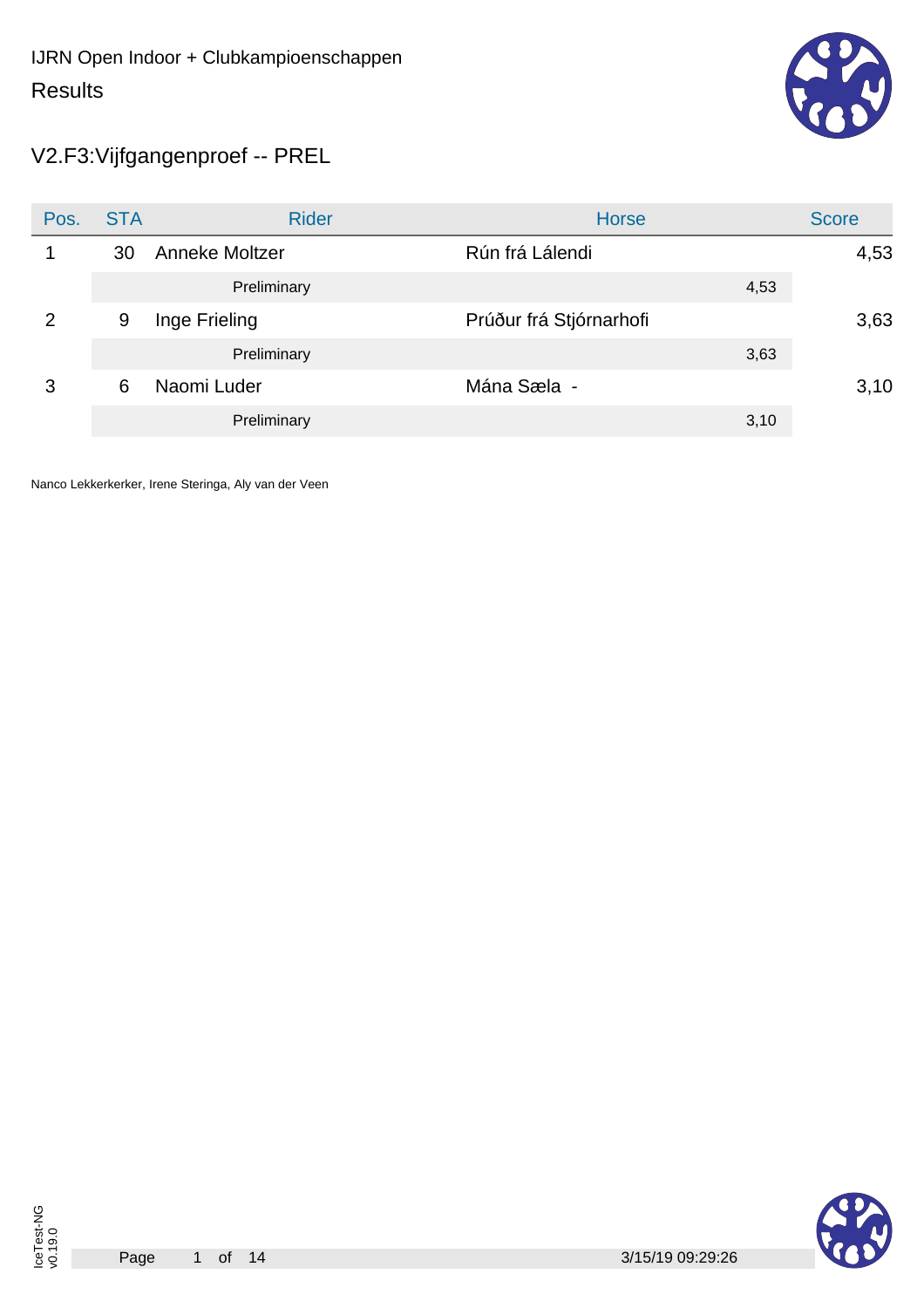IJRN Open Indoor + Clubkampioenschappen

Results

## V2.F3:Vijfgangenproef -- PREL

| Pos. | STA | Rider | Horse | | Score |
|---|---|---|---|---|---|
| 1 | 30 | Anneke Moltzer | Rún frá Lálendi | | 4,53 |
| | | Preliminary | | 4,53 | |
| 2 | 9 | Inge Frieling | Prúður frá Stjórnarhofi | | 3,63 |
| | | Preliminary | | 3,63 | |
| 3 | 6 | Naomi Luder | Mána Sæla - | | 3,10 |
| | | Preliminary | | 3,10 | |

Nanco Lekkerkerker, Irene Steringa, Aly van der Veen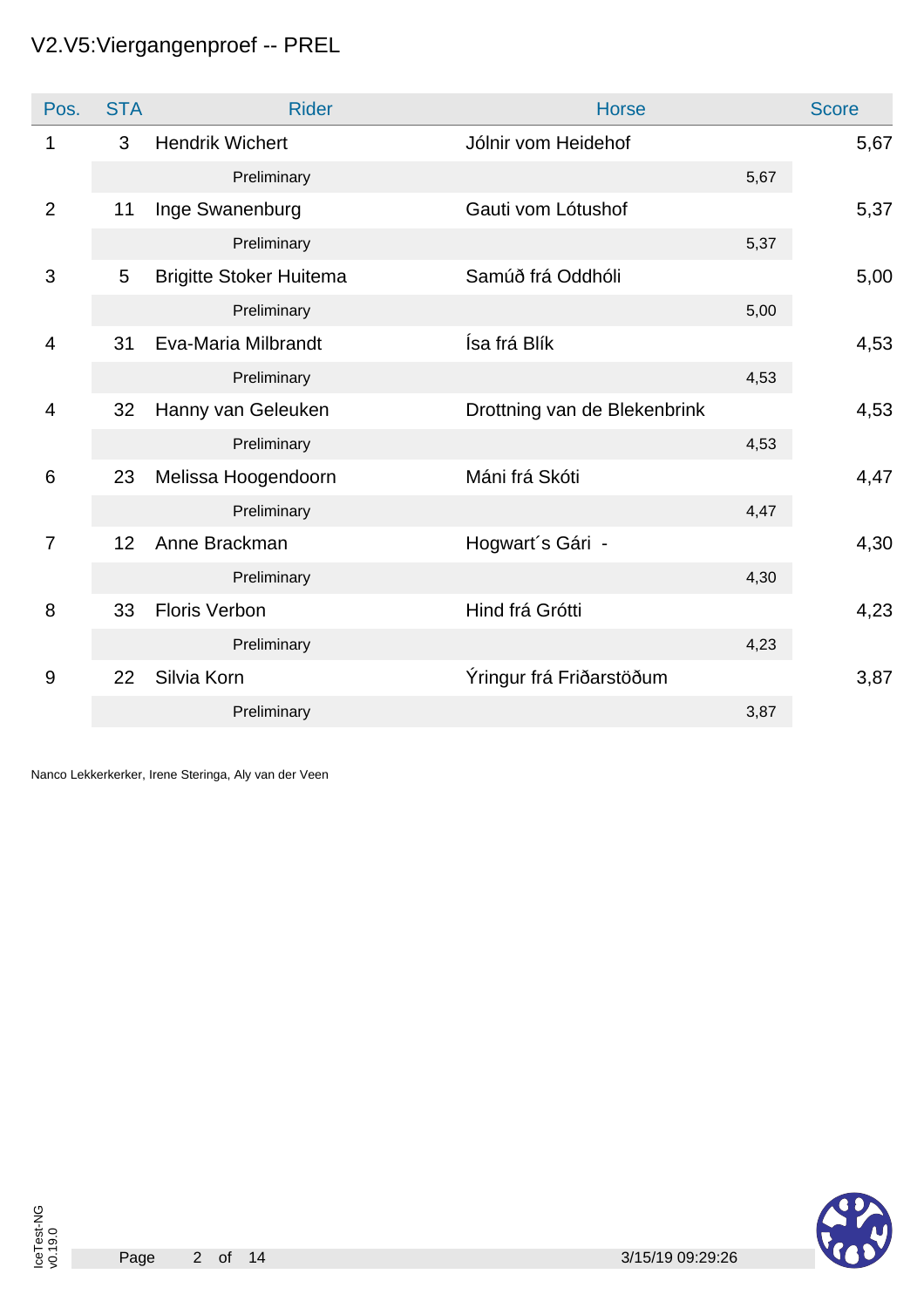# V2.V5:Viergangenproef -- PREL

| Pos. | STA | Rider | Horse | Score |
|---|---|---|---|---|
| 1 | 3 | Hendrik Wichert | Jólnir vom Heidehof | 5,67 |
| | | Preliminary | 5,67 | |
| 2 | 11 | Inge Swanenburg | Gauti vom Lótushof | 5,37 |
| | | Preliminary | 5,37 | |
| 3 | 5 | Brigitte Stoker Huitema | Samúð frá Oddhóli | 5,00 |
| | | Preliminary | 5,00 | |
| 4 | 31 | Eva-Maria Milbrandt | Ísa frá Blík | 4,53 |
| | | Preliminary | 4,53 | |
| 4 | 32 | Hanny van Geleuken | Drottning van de Blekenbrink | 4,53 |
| | | Preliminary | 4,53 | |
| 6 | 23 | Melissa Hoogendoorn | Máni frá Skóti | 4,47 |
| | | Preliminary | 4,47 | |
| 7 | 12 | Anne Brackman | Hogwart´s Gári - | 4,30 |
| | | Preliminary | 4,30 | |
| 8 | 33 | Floris Verbon | Hind frá Grótti | 4,23 |
| | | Preliminary | 4,23 | |
| 9 | 22 | Silvia Korn | Ýringur frá Friðarstöðum | 3,87 |
| | | Preliminary | 3,87 | |

Nanco Lekkerkerker, Irene Steringa, Aly van der Veen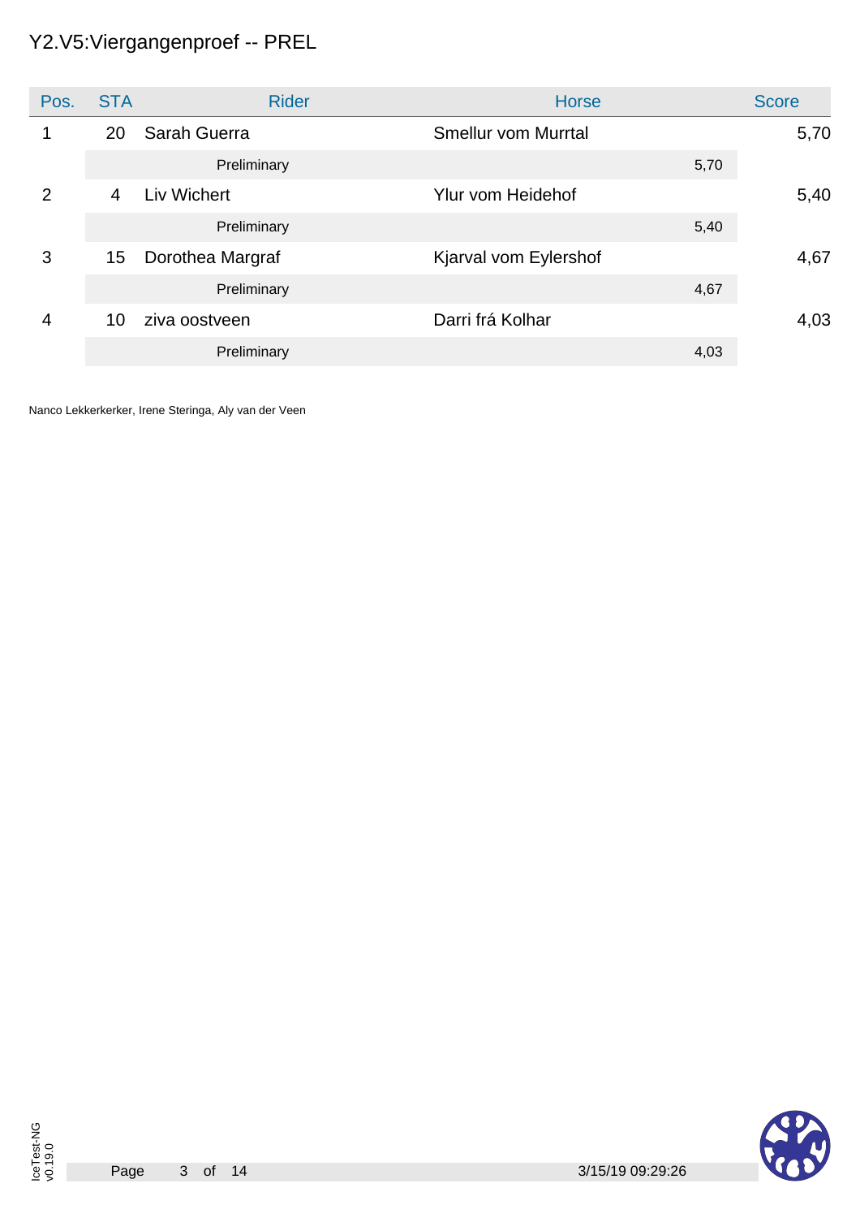# Y2.V5:Viergangenproef -- PREL

| Pos. | STA | Rider | Horse | Score |
|---|---|---|---|---|
| 1 | 20 | Sarah Guerra | Smellur vom Murrtal | 5,70 |
| | | Preliminary | 5,70 | |
| 2 | 4 | Liv Wichert | Ylur vom Heidehof | 5,40 |
| | | Preliminary | 5,40 | |
| 3 | 15 | Dorothea Margraf | Kjarval vom Eylershof | 4,67 |
| | | Preliminary | 4,67 | |
| 4 | 10 | ziva oostveen | Darri frá Kolhar | 4,03 |
| | | Preliminary | 4,03 | |

Nanco Lekkerkerker, Irene Steringa, Aly van der Veen

IceTest-NG v0.19.0

3/15/19 09:29:26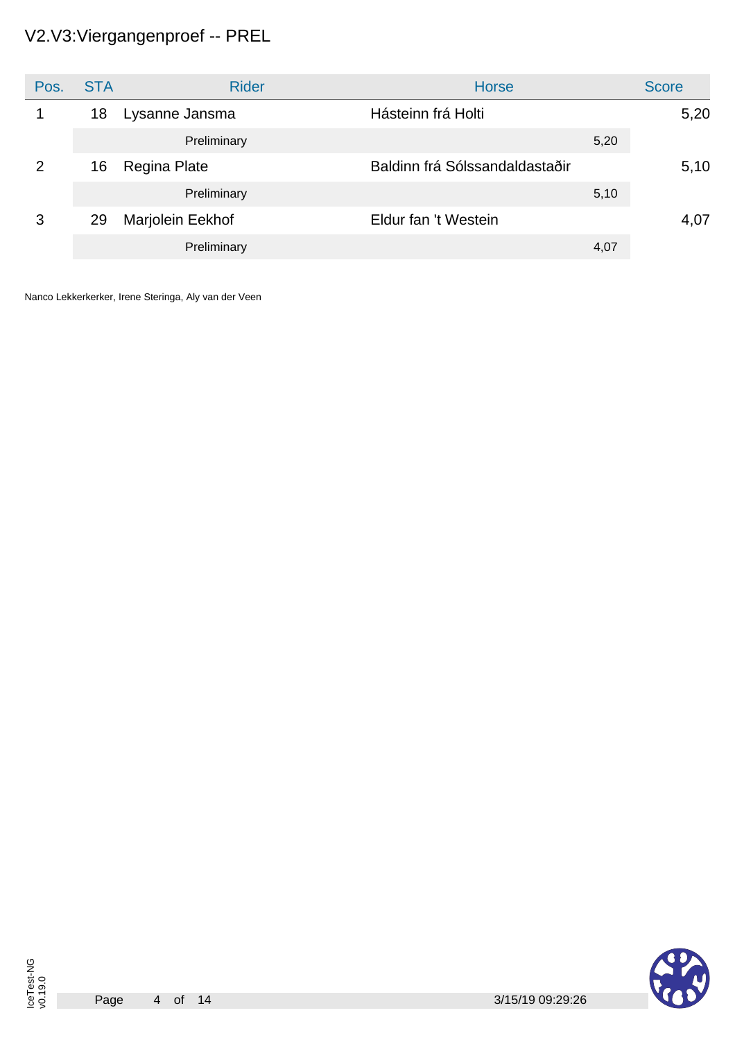# V2.V3:Viergangenproef -- PREL

| Pos. | STA | Rider | Horse | Score |
|---|---|---|---|---|
| 1 | 18 | Lysanne Jansma | Hásteinn frá Holti | 5,20 |
| | | Preliminary | 5,20 | |
| 2 | 16 | Regina Plate | Baldinn frá Sólssandaldastaðir | 5,10 |
| | | Preliminary | 5,10 | |
| 3 | 29 | Marjolein Eekhof | Eldur fan 't Westein | 4,07 |
| | | Preliminary | 4,07 | |

Nanco Lekkerkerker, Irene Steringa, Aly van der Veen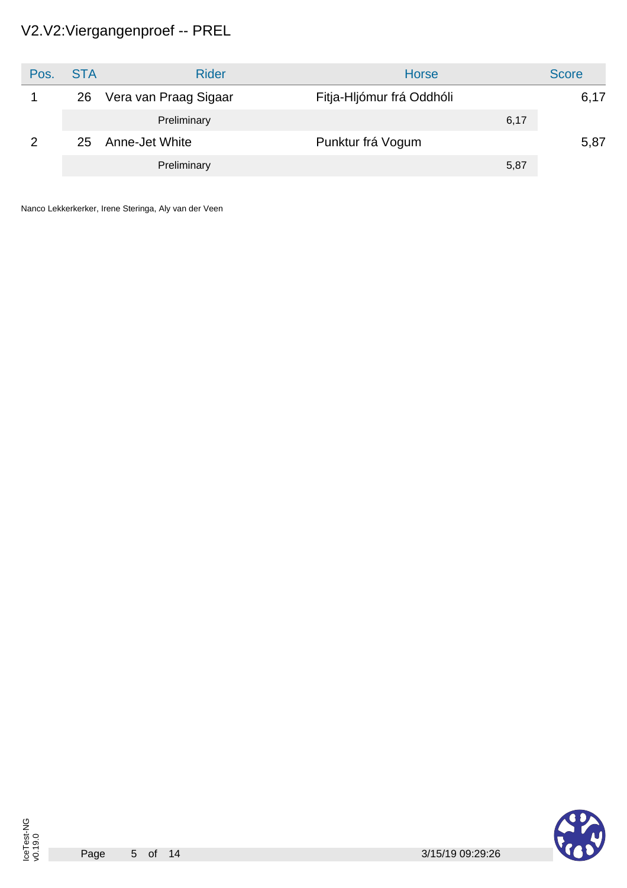# V2.V2:Viergangenproef -- PREL

| Pos. | STA | Rider | Horse | Score |
|---|---|---|---|---|
| 1 | 26 | Vera van Praag Sigaar | Fitja-Hljómur frá Oddhóli | 6,17 |
| | | Preliminary | 6,17 | |
| 2 | 25 | Anne-Jet White | Punktur frá Vogum | 5,87 |
| | | Preliminary | 5,87 | |

Nanco Lekkerkerker, Irene Steringa, Aly van der Veen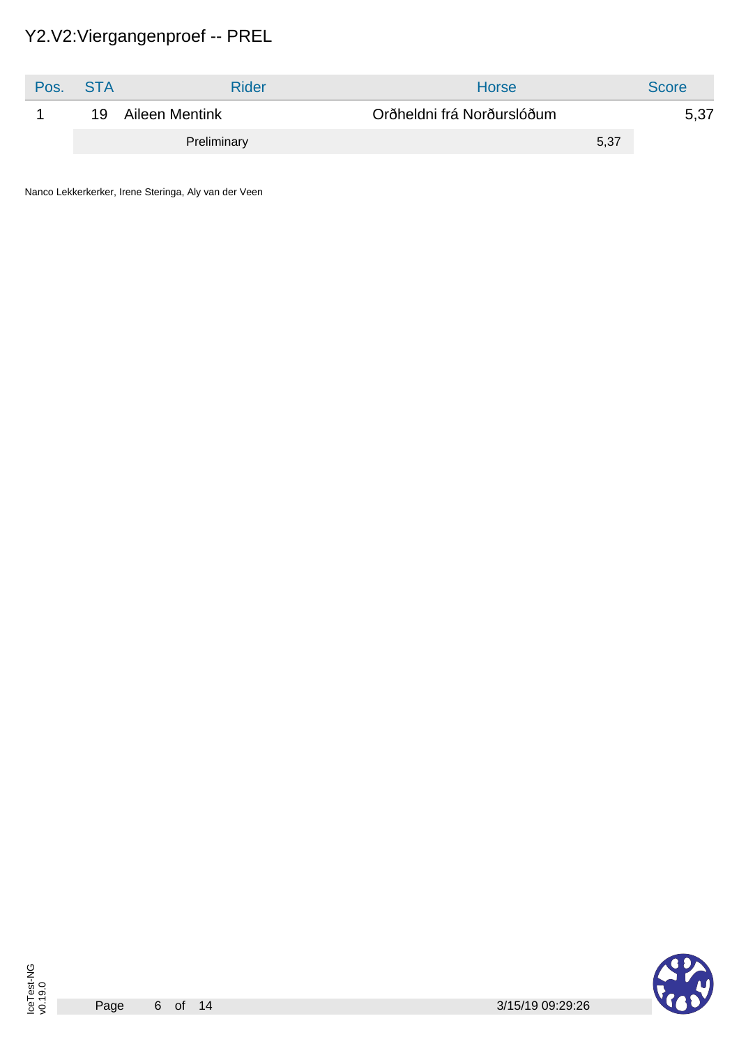# Y2.V2:Viergangenproef -- PREL

| Pos. | STA | Rider | Horse | Score |
|---|---|---|---|---|
| 1 | 19 | Aileen Mentink | Orðheldni frá Norðurslóðum | 5,37 |
| | | Preliminary | 5,37 | |

Nanco Lekkerkerker, Irene Steringa, Aly van der Veen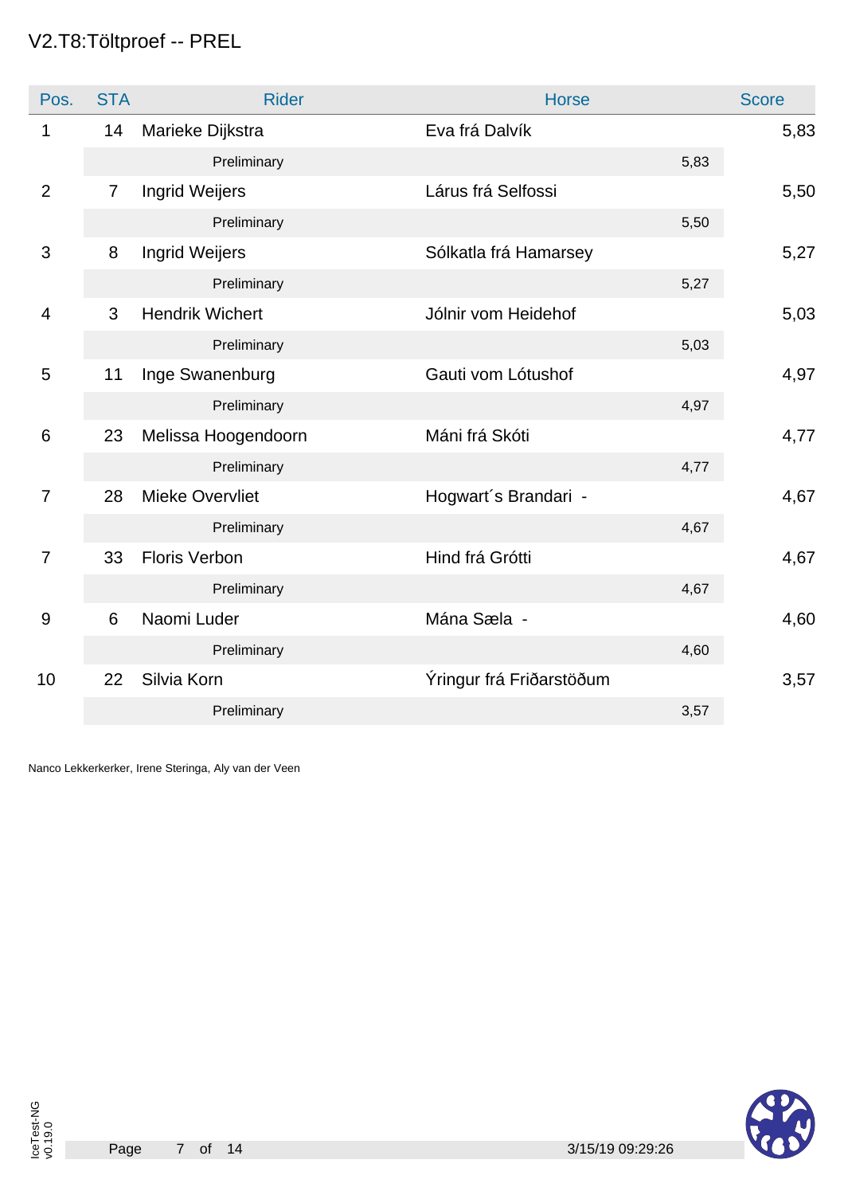# V2.T8:Töltproef -- PREL

| Pos. | STA | Rider | Horse | | Score |
|---|---|---|---|---|---|
| 1 | 14 | Marieke Dijkstra | Eva frá Dalvík | | 5,83 |
| | | Preliminary | | 5,83 | |
| 2 | 7 | Ingrid Weijers | Lárus frá Selfossi | | 5,50 |
| | | Preliminary | | 5,50 | |
| 3 | 8 | Ingrid Weijers | Sólkatla frá Hamarsey | | 5,27 |
| | | Preliminary | | 5,27 | |
| 4 | 3 | Hendrik Wichert | Jólnir vom Heidehof | | 5,03 |
| | | Preliminary | | 5,03 | |
| 5 | 11 | Inge Swanenburg | Gauti vom Lótushof | | 4,97 |
| | | Preliminary | | 4,97 | |
| 6 | 23 | Melissa Hoogendoorn | Máni frá Skóti | | 4,77 |
| | | Preliminary | | 4,77 | |
| 7 | 28 | Mieke Overvliet | Hogwart´s Brandari - | | 4,67 |
| | | Preliminary | | 4,67 | |
| 7 | 33 | Floris Verbon | Hind frá Grótti | | 4,67 |
| | | Preliminary | | 4,67 | |
| 9 | 6 | Naomi Luder | Mána Sæla - | | 4,60 |
| | | Preliminary | | 4,60 | |
| 10 | 22 | Silvia Korn | Ýringur frá Friðarstöðum | | 3,57 |
| | | Preliminary | | 3,57 | |

Nanco Lekkerkerker, Irene Steringa, Aly van der Veen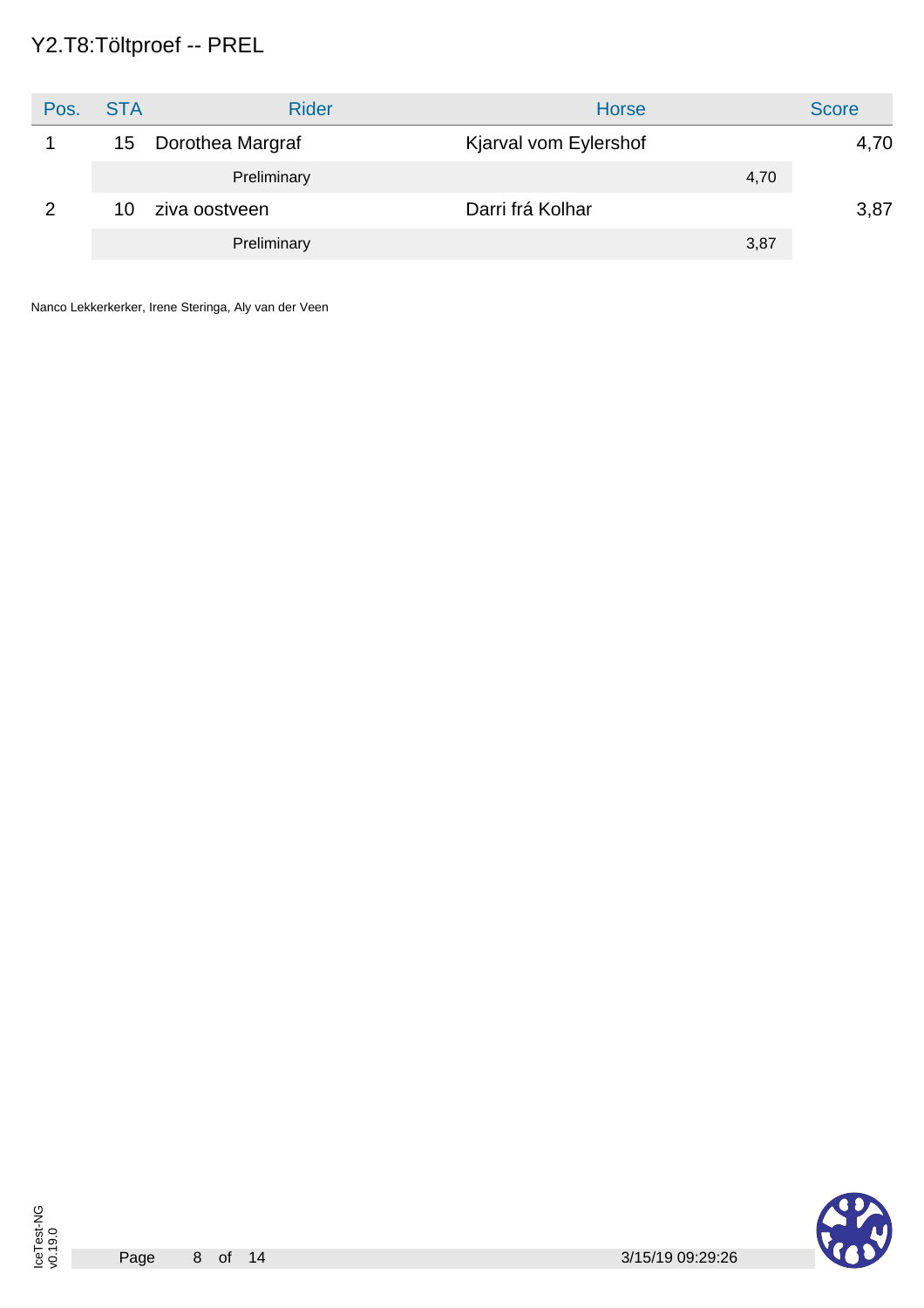# Y2.T8:Töltproef -- PREL

| Pos. | STA | Rider | Horse | Score |
|---|---|---|---|---|
| 1 | 15 | Dorothea Margraf | Kjarval vom Eylershof | 4,70 |
| | | Preliminary | 4,70 | |
| 2 | 10 | ziva oostveen | Darri frá Kolhar | 3,87 |
| | | Preliminary | 3,87 | |

Nanco Lekkerkerker, Irene Steringa, Aly van der Veen

IceTest-NG v0.19.0

3/15/19 09:29:26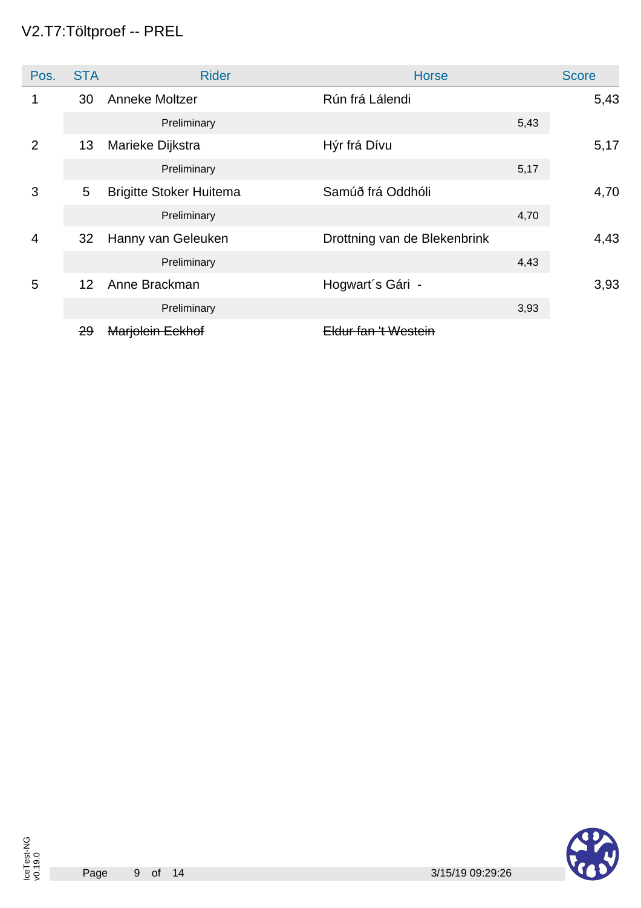# V2.T7:Töltproef -- PREL

| Pos. | STA | Rider | Horse | | Score |
|---|---|---|---|---|---|
| 1 | 30 | Anneke Moltzer | Rún frá Lálendi | | 5,43 |
| | | Preliminary | | 5,43 | |
| 2 | 13 | Marieke Dijkstra | Hýr frá Dívu | | 5,17 |
| | | Preliminary | | 5,17 | |
| 3 | 5 | Brigitte Stoker Huitema | Samúð frá Oddhóli | | 4,70 |
| | | Preliminary | | 4,70 | |
| 4 | 32 | Hanny van Geleuken | Drottning van de Blekenbrink | | 4,43 |
| | | Preliminary | | 4,43 | |
| 5 | 12 | Anne Brackman | Hogwart´s Gári - | | 3,93 |
| | | Preliminary | | 3,93 | |
| | ~~29~~ | ~~Marjolein Eekhof~~ | ~~Eldur fan 't Westein~~ | | |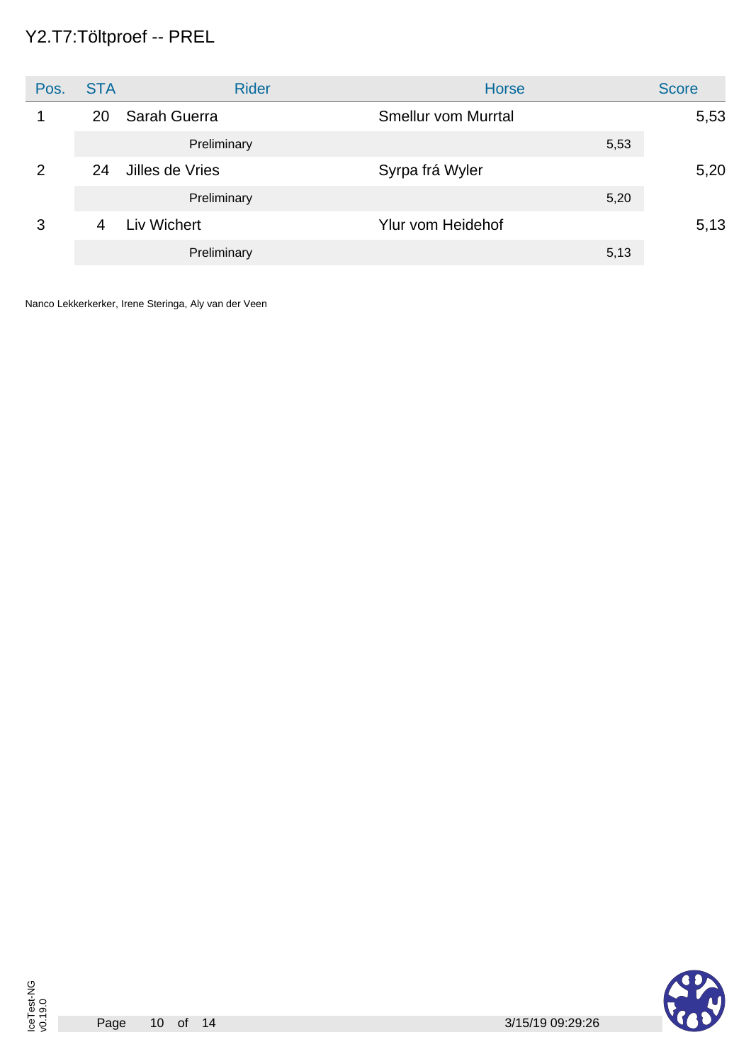# Y2.T7:Töltproef -- PREL

| Pos. | STA | Rider | Horse | Score |
|---|---|---|---|---|
| 1 | 20 | Sarah Guerra | Smellur vom Murrtal | 5,53 |
| | | Preliminary | 5,53 | |
| 2 | 24 | Jilles de Vries | Syrpa frá Wyler | 5,20 |
| | | Preliminary | 5,20 | |
| 3 | 4 | Liv Wichert | Ylur vom Heidehof | 5,13 |
| | | Preliminary | 5,13 | |

Nanco Lekkerkerker, Irene Steringa, Aly van der Veen

IceTest-NG v0.19.0

3/15/19 09:29:26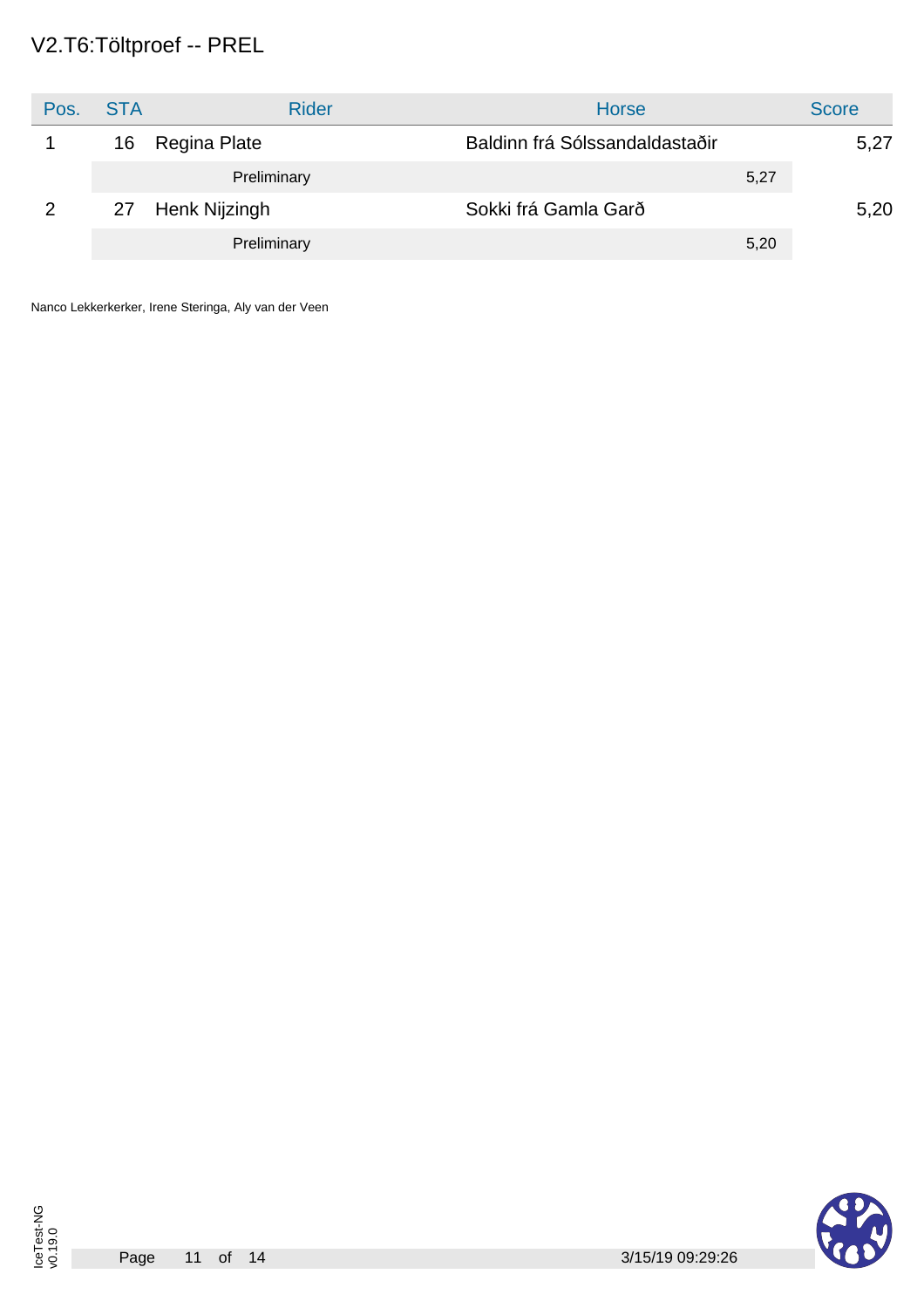# V2.T6:Töltproef -- PREL

| Pos. | STA | Rider | Horse | Score |
|---|---|---|---|---|
| 1 | 16 | Regina Plate | Baldinn frá Sólssandaldastaðir | 5,27 |
| | | Preliminary | 5,27 | |
| 2 | 27 | Henk Nijzingh | Sokki frá Gamla Garð | 5,20 |
| | | Preliminary | 5,20 | |

Nanco Lekkerkerker, Irene Steringa, Aly van der Veen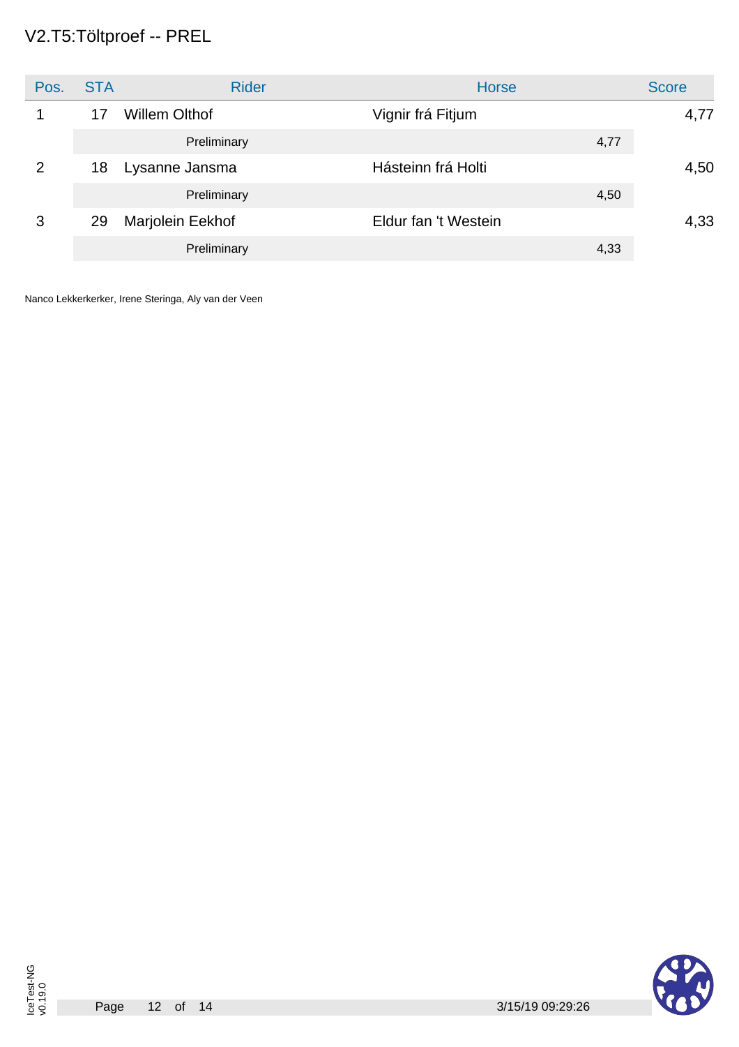# V2.T5:Töltproef -- PREL

| Pos. | STA | Rider | Horse | Score |
|---|---|---|---|---|
| 1 | 17 | Willem Olthof | Vignir frá Fitjum | 4,77 |
| | | Preliminary | 4,77 | |
| 2 | 18 | Lysanne Jansma | Hásteinn frá Holti | 4,50 |
| | | Preliminary | 4,50 | |
| 3 | 29 | Marjolein Eekhof | Eldur fan 't Westein | 4,33 |
| | | Preliminary | 4,33 | |

Nanco Lekkerkerker, Irene Steringa, Aly van der Veen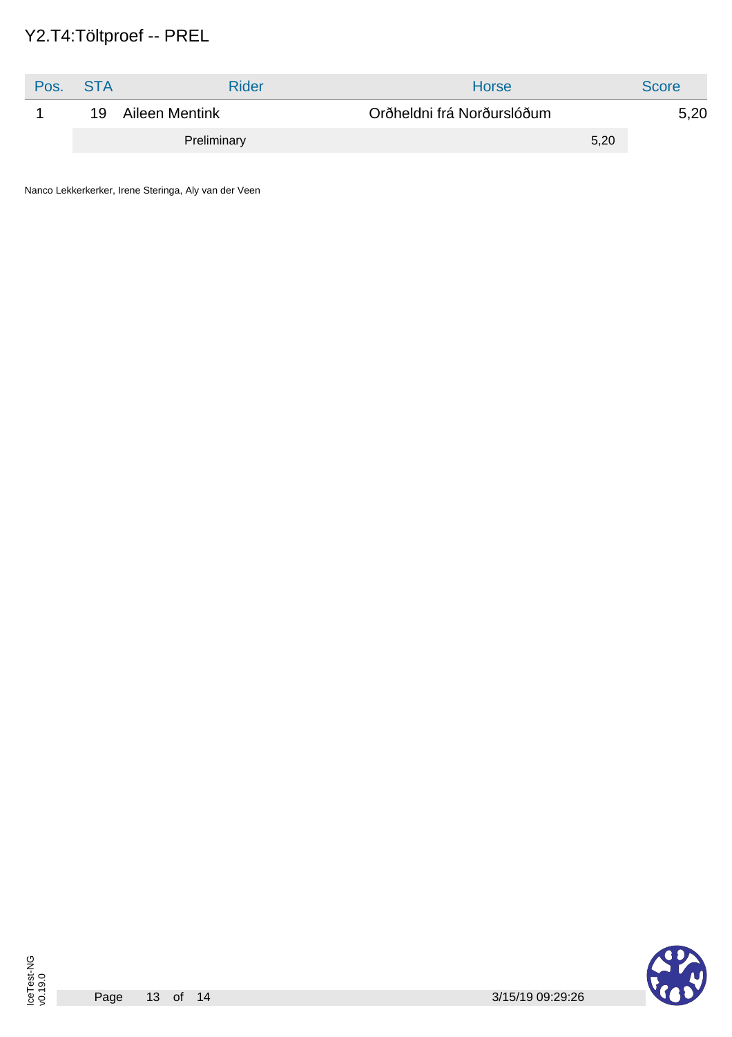# Y2.T4:Töltproef -- PREL

| Pos. | STA | Rider | Horse | Score |
| --- | --- | --- | --- | --- |
| 1 | 19 | Aileen Mentink | Orðheldni frá Norðurslóðum | 5,20 |
| | | Preliminary | 5,20 | |

Nanco Lekkerkerker, Irene Steringa, Aly van der Veen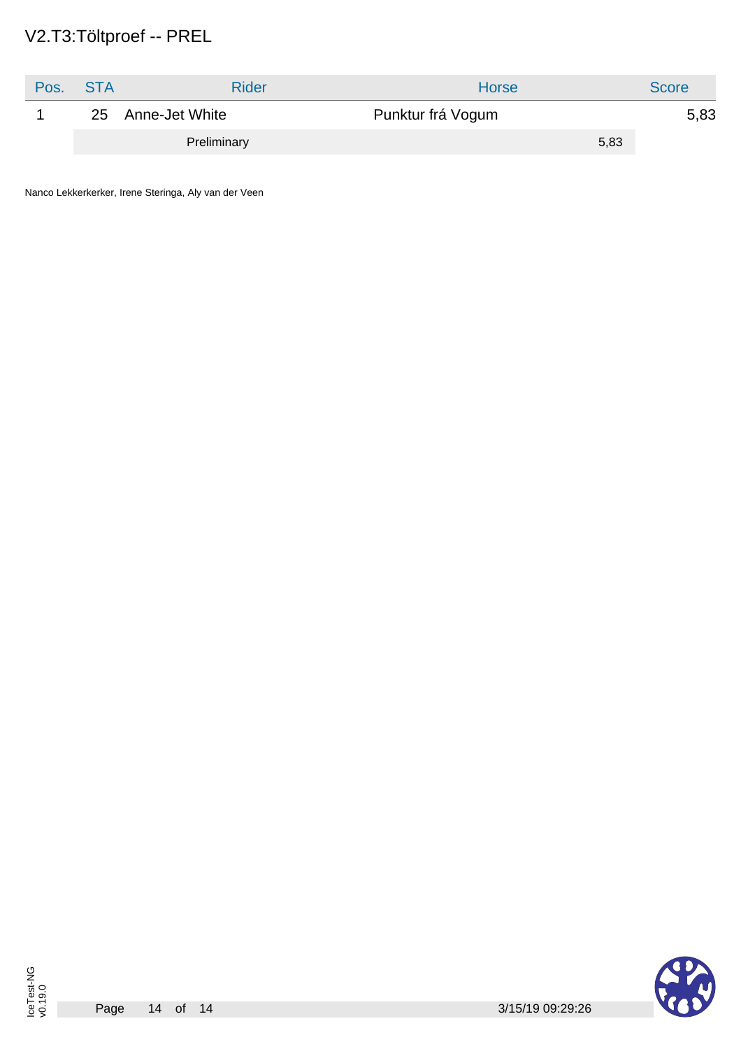# V2.T3:Töltproef -- PREL

| Pos. | STA | Rider | Horse | Score |
|---|---|---|---|---|
| 1 | 25 | Anne-Jet White | Punktur frá Vogum | 5,83 |
| | | Preliminary | 5,83 | |

Nanco Lekkerkerker, Irene Steringa, Aly van der Veen